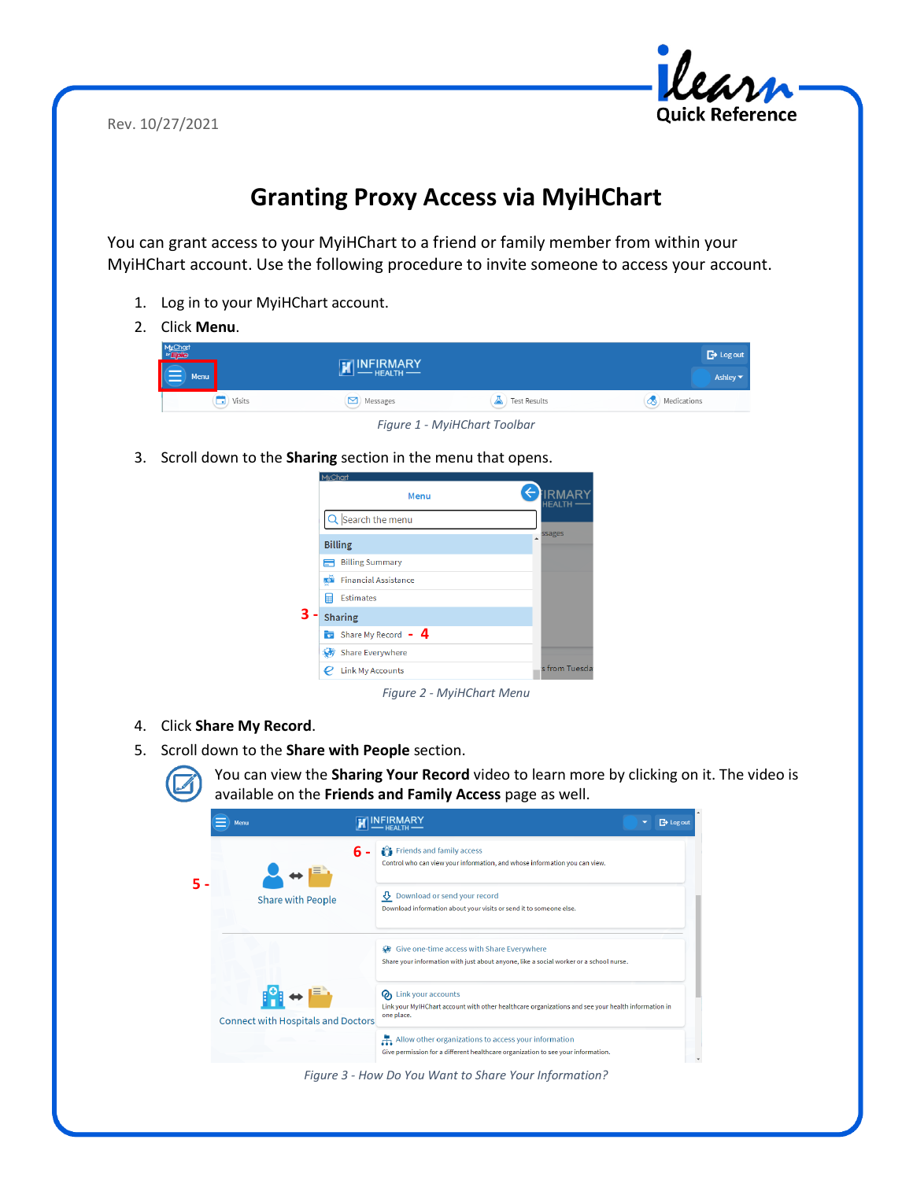Rev. 10/27/2021

# Granting Proxy Access via MyiHChart

You can grant access to your MyiHChart to a friend or family member from within your MyiHChart account. Use the following procedure to invite someone to access your account.

1. Log in to your MyiHChart account.
2. Click **Menu**.

*Figure 1 - MyiHChart Toolbar*

3. Scroll down to the **Sharing** section in the menu that opens.

*Figure 2 - MyiHChart Menu*

4. Click **Share My Record**.
5. Scroll down to the **Share with People** section.

You can view the **Sharing Your Record** video to learn more by clicking on it. The video is available on the **Friends and Family Access** page as well.

*Figure 3 - How Do You Want to Share Your Information?*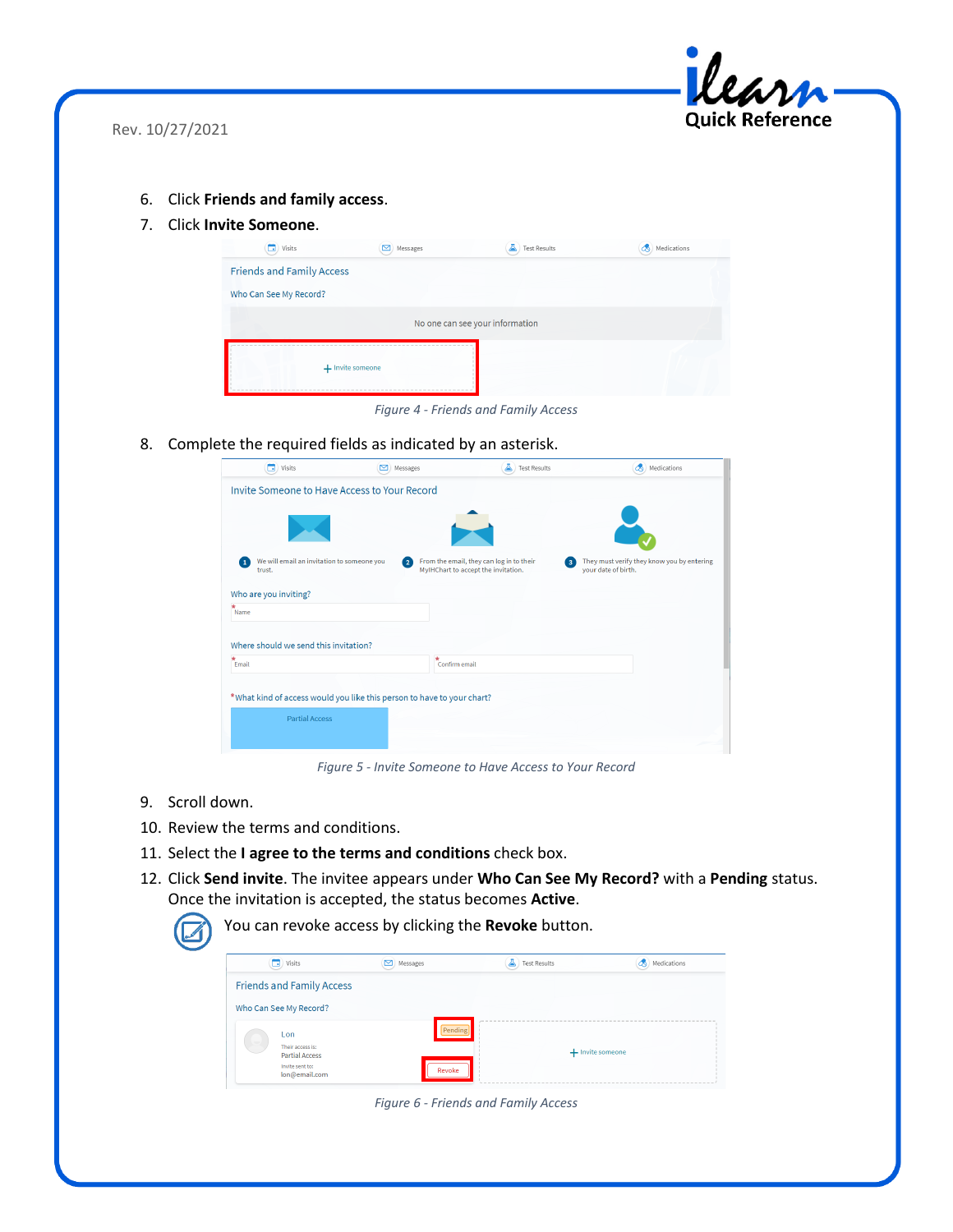6. Click **Friends and family access**.
7. Click **Invite Someone**.

*Figure 4 - Friends and Family Access*

8. Complete the required fields as indicated by an asterisk.

*Figure 5 - Invite Someone to Have Access to Your Record*

9. Scroll down.
10. Review the terms and conditions.
11. Select the **I agree to the terms and conditions** check box.
12. Click **Send invite**. The invitee appears under **Who Can See My Record?** with a **Pending** status. Once the invitation is accepted, the status becomes **Active**.

You can revoke access by clicking the **Revoke** button.

*Figure 6 - Friends and Family Access*